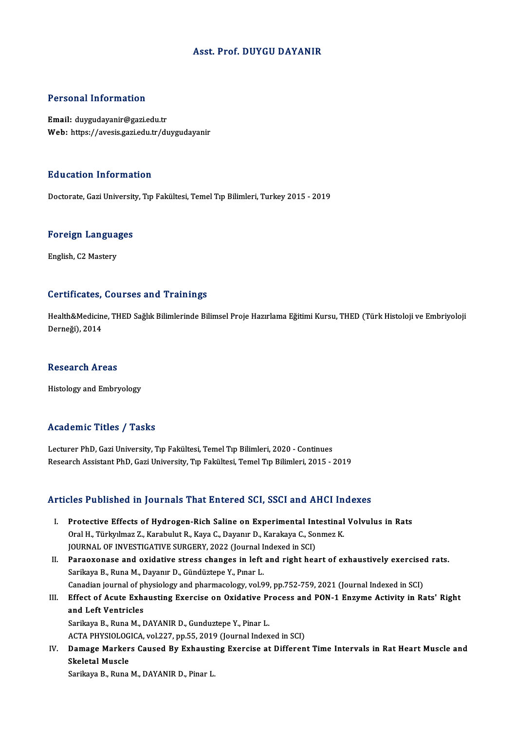# Asst. Prof. DUYGU DAYANIR

## Personal Information

**Email:** duygudayanir@gazi.edu.tr
**Web:** https://avesis.gazi.edu.tr/duygudayanir

## Education Information

Doctorate, Gazi University, Tıp Fakültesi, Temel Tıp Bilimleri, Turkey 2015 - 2019

## Foreign Languages

English, C2 Mastery

## Certificates, Courses and Trainings

Health&Medicine, THED Sağlık Bilimlerinde Bilimsel Proje Hazırlama Eğitimi Kursu, THED (Türk Histoloji ve Embriyoloji Derneği), 2014

## Research Areas

Histology and Embryology

## Academic Titles / Tasks

Lecturer PhD, Gazi University, Tıp Fakültesi, Temel Tıp Bilimleri, 2020 - Continues
Research Assistant PhD, Gazi University, Tıp Fakültesi, Temel Tıp Bilimleri, 2015 - 2019

## Articles Published in Journals That Entered SCI, SSCI and AHCI Indexes

I. **Protective Effects of Hydrogen-Rich Saline on Experimental Intestinal Volvulus in Rats**
   Oral H., Türkyılmaz Z., Karabulut R., Kaya C., Dayanır D., Karakaya C., Sonmez K.
   JOURNAL OF INVESTIGATIVE SURGERY, 2022 (Journal Indexed in SCI)
II. **Paraoxonase and oxidative stress changes in left and right heart of exhaustively exercised rats.**
   Sarikaya B., Runa M., Dayanır D., Gündüztepe Y., Pınar L.
   Canadian journal of physiology and pharmacology, vol.99, pp.752-759, 2021 (Journal Indexed in SCI)
III. **Effect of Acute Exhausting Exercise on Oxidative Process and PON-1 Enzyme Activity in Rats' Right and Left Ventricles**
   Sarikaya B., Runa M., DAYANIR D., Gunduztepe Y., Pinar L.
   ACTA PHYSIOLOGICA, vol.227, pp.55, 2019 (Journal Indexed in SCI)
IV. **Damage Markers Caused By Exhausting Exercise at Different Time Intervals in Rat Heart Muscle and Skeletal Muscle**
   Sarikaya B., Runa M., DAYANIR D., Pinar L.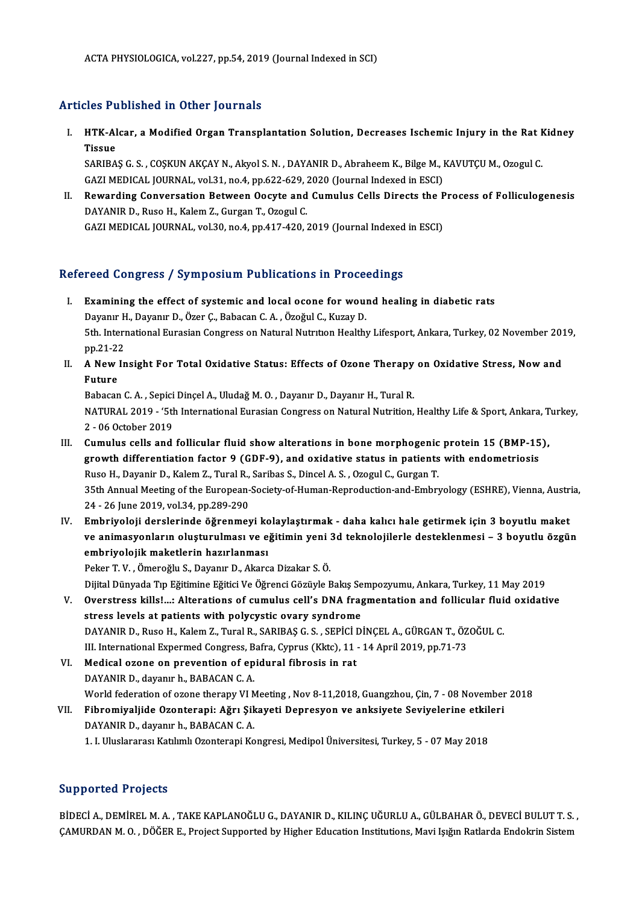ACTA PHYSIOLOGICA, vol.227, pp.54, 2019 (Journal Indexed in SCI)

## Articles Published in Other Journals

I. **HTK-Alcar, a Modified Organ Transplantation Solution, Decreases Ischemic Injury in the Rat Kidney Tissue**
SARIBAŞ G. S. , COŞKUN AKÇAY N., Akyol S. N. , DAYANIR D., Abraheem K., Bilge M., KAVUTÇU M., Ozogul C.
GAZI MEDICAL JOURNAL, vol.31, no.4, pp.622-629, 2020 (Journal Indexed in ESCI)

II. **Rewarding Conversation Between Oocyte and Cumulus Cells Directs the Process of Folliculogenesis**
DAYANIR D., Ruso H., Kalem Z., Gurgan T., Ozogul C.
GAZI MEDICAL JOURNAL, vol.30, no.4, pp.417-420, 2019 (Journal Indexed in ESCI)

## Refereed Congress / Symposium Publications in Proceedings

I. **Examining the effect of systemic and local ocone for wound healing in diabetic rats**
Dayanır H., Dayanır D., Özer Ç., Babacan C. A. , Özoğul C., Kuzay D.
5th. International Eurasian Congress on Natural Nutrıtıon Healthy Lifesport, Ankara, Turkey, 02 November 2019, pp.21-22

II. **A New Insight For Total Oxidative Status: Effects of Ozone Therapy on Oxidative Stress, Now and Future**
Babacan C. A. , Sepici Dinçel A., Uludağ M. O. , Dayanır D., Dayanır H., Tural R.
NATURAL 2019 - '5th International Eurasian Congress on Natural Nutrition, Healthy Life & Sport, Ankara, Turkey, 2 - 06 October 2019

III. **Cumulus cells and follicular fluid show alterations in bone morphogenic protein 15 (BMP-15), growth differentiation factor 9 (GDF-9), and oxidative status in patients with endometriosis**
Ruso H., Dayanir D., Kalem Z., Tural R., Saribas S., Dincel A. S. , Ozogul C., Gurgan T.
35th Annual Meeting of the European-Society-of-Human-Reproduction-and-Embryology (ESHRE), Vienna, Austria, 24 - 26 June 2019, vol.34, pp.289-290

IV. **Embriyoloji derslerinde öğrenmeyi kolaylaştırmak - daha kalıcı hale getirmek için 3 boyutlu maket ve animasyonların oluşturulması ve eğitimin yeni 3d teknolojilerle desteklenmesi – 3 boyutlu özgün embriyolojik maketlerin hazırlanması**
Peker T. V. , Ömeroğlu S., Dayanır D., Akarca Dizakar S. Ö.
Dijital Dünyada Tıp Eğitimine Eğitici Ve Öğrenci Gözüyle Bakış Sempozyumu, Ankara, Turkey, 11 May 2019

V. **Overstress kills!...: Alterations of cumulus cell's DNA fragmentation and follicular fluid oxidative stress levels at patients with polycystic ovary syndrome**
DAYANIR D., Ruso H., Kalem Z., Tural R., SARIBAŞ G. S. , SEPİCİ DİNÇEL A., GÜRGAN T., ÖZOĞUL C.
III. International Expermed Congress, Bafra, Cyprus (Kktc), 11 - 14 April 2019, pp.71-73

VI. **Medical ozone on prevention of epidural fibrosis in rat**
DAYANIR D., dayanır h., BABACAN C. A.
World federation of ozone therapy VI Meeting , Nov 8-11,2018, Guangzhou, Çin, 7 - 08 November 2018

VII. **Fibromiyaljide Ozonterapi: Ağrı Şikayeti Depresyon ve anksiyete Seviyelerine etkileri**
DAYANIR D., dayanır h., BABACAN C. A.
1. I. Uluslararası Katılımlı Ozonterapi Kongresi, Medipol Üniversitesi, Turkey, 5 - 07 May 2018

## Supported Projects

BİDECİ A., DEMİREL M. A. , TAKE KAPLANOĞLU G., DAYANIR D., KILINÇ UĞURLU A., GÜLBAHAR Ö., DEVECİ BULUT T. S. , ÇAMURDAN M. O. , DÖĞER E., Project Supported by Higher Education Institutions, Mavi Işığın Ratlarda Endokrin Sistem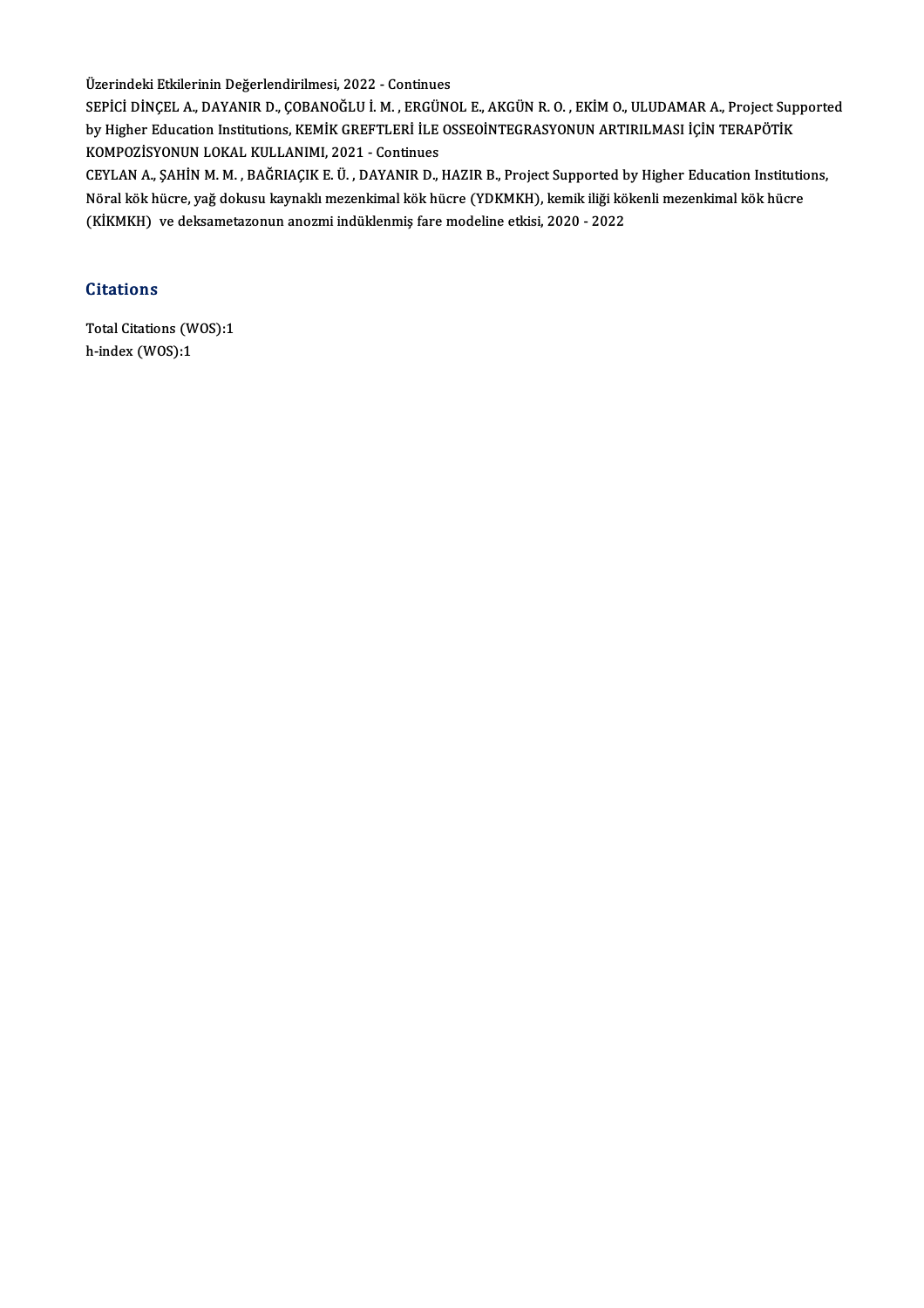Üzerindeki Etkilerinin Değerlendirilmesi, 2022 - Continues

SEPİCİ DİNÇEL A., DAYANIR D., ÇOBANOĞLU İ. M. , ERGÜNOL E., AKGÜN R. O. , EKİM O., ULUDAMAR A., Project Supported by Higher Education Institutions, KEMİK GREFTLERİ İLE OSSEOİNTEGRASYONUN ARTIRILMASI İÇİN TERAPÖTİK KOMPOZİSYONUN LOKAL KULLANIMI, 2021 - Continues

CEYLAN A., ŞAHİN M. M. , BAĞRIAÇIK E. Ü. , DAYANIR D., HAZIR B., Project Supported by Higher Education Institutions, Nöral kök hücre, yağ dokusu kaynaklı mezenkimal kök hücre (YDKMKH), kemik iliği kökenli mezenkimal kök hücre (KİKMKH) ve deksametazonun anozmi indüklenmiş fare modeline etkisi, 2020 - 2022

## Citations

Total Citations (WOS):1

h-index (WOS):1